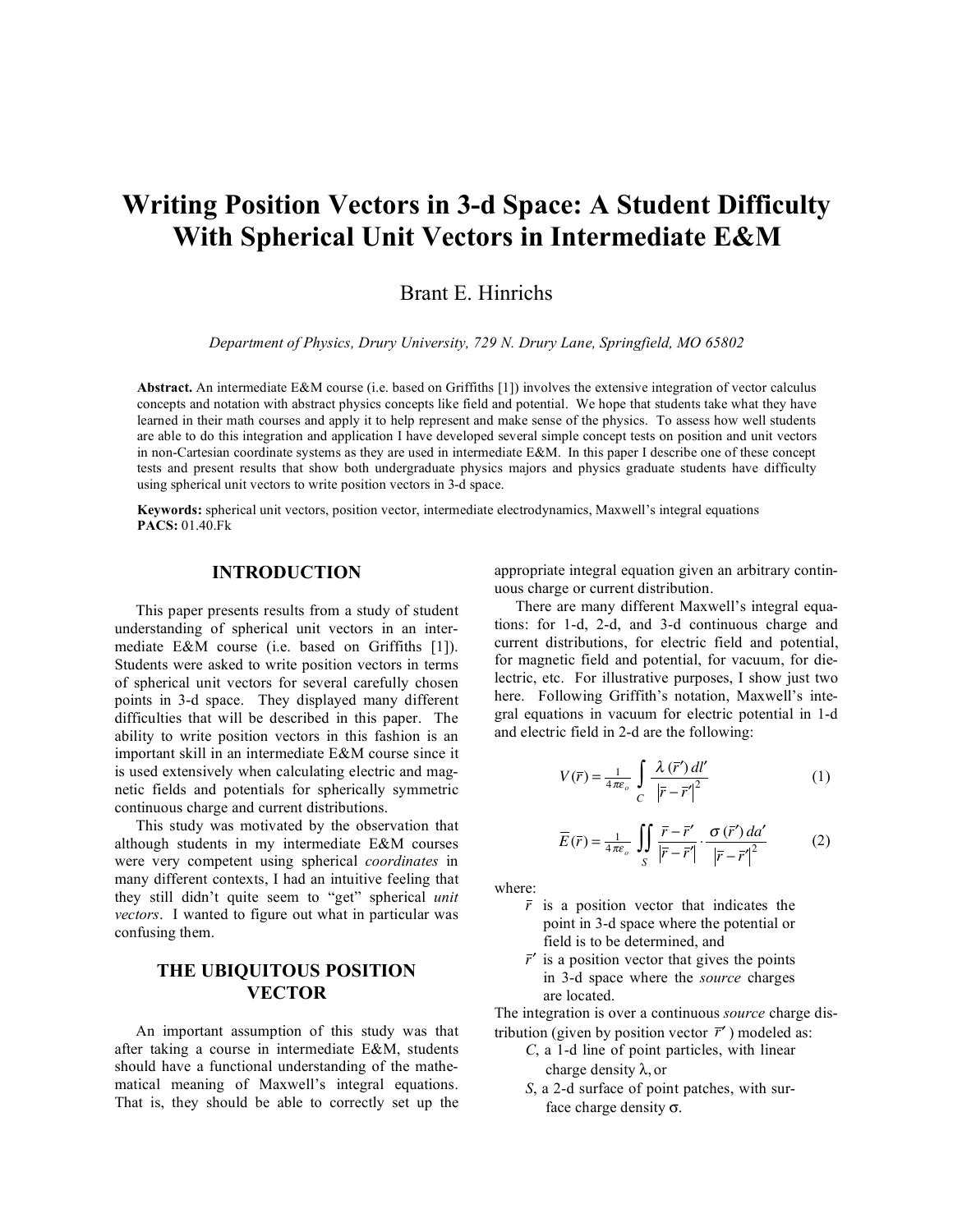# Writing Position Vectors in 3-d Space: A Student Difficulty With Spherical Unit Vectors in Intermediate E&M

Brant E. Hinrichs

*Department of Physics, Drury University, 729 N. Drury Lane, Springfield, MO 65802*

**Abstract.** An intermediate E&M course (i.e. based on Griffiths [1]) involves the extensive integration of vector calculus concepts and notation with abstract physics concepts like field and potential. We hope that students take what they have learned in their math courses and apply it to help represent and make sense of the physics. To assess how well students are able to do this integration and application I have developed several simple concept tests on position and unit vectors in non-Cartesian coordinate systems as they are used in intermediate E&M. In this paper I describe one of these concept tests and present results that show both undergraduate physics majors and physics graduate students have difficulty using spherical unit vectors to write position vectors in 3-d space.

**Keywords:** spherical unit vectors, position vector, intermediate electrodynamics, Maxwell's integral equations
**PACS:** 01.40.Fk

## INTRODUCTION

This paper presents results from a study of student understanding of spherical unit vectors in an intermediate E&M course (i.e. based on Griffiths [1]). Students were asked to write position vectors in terms of spherical unit vectors for several carefully chosen points in 3-d space. They displayed many different difficulties that will be described in this paper. The ability to write position vectors in this fashion is an important skill in an intermediate E&M course since it is used extensively when calculating electric and magnetic fields and potentials for spherically symmetric continuous charge and current distributions.

This study was motivated by the observation that although students in my intermediate E&M courses were very competent using spherical *coordinates* in many different contexts, I had an intuitive feeling that they still didn't quite seem to "get" spherical *unit vectors*. I wanted to figure out what in particular was confusing them.

## THE UBIQUITOUS POSITION VECTOR

An important assumption of this study was that after taking a course in intermediate E&M, students should have a functional understanding of the mathematical meaning of Maxwell's integral equations. That is, they should be able to correctly set up the appropriate integral equation given an arbitrary continuous charge or current distribution.

There are many different Maxwell's integral equations: for 1-d, 2-d, and 3-d continuous charge and current distributions, for electric field and potential, for magnetic field and potential, for vacuum, for dielectric, etc. For illustrative purposes, I show just two here. Following Griffith's notation, Maxwell's integral equations in vacuum for electric potential in 1-d and electric field in 2-d are the following:

$$V(\bar{r}) = \tfrac{1}{4\pi\varepsilon_o} \int_C \frac{\lambda(\bar{r}')\,dl'}{\left|\bar{r}-\bar{r}'\right|^2} \tag{1}$$

$$\bar{E}(\bar{r}) = \tfrac{1}{4\pi\varepsilon_o} \iint_S \frac{\bar{r}-\bar{r}'}{\left|\bar{r}-\bar{r}'\right|} \cdot \frac{\sigma(\bar{r}')\,da'}{\left|\bar{r}-\bar{r}'\right|^2} \tag{2}$$

where:

- $\bar{r}$ is a position vector that indicates the point in 3-d space where the potential or field is to be determined, and
- $\bar{r}'$ is a position vector that gives the points in 3-d space where the *source* charges are located.

The integration is over a continuous *source* charge distribution (given by position vector $\bar{r}'$) modeled as:

- *C*, a 1-d line of point particles, with linear charge density $\lambda$, or
- *S*, a 2-d surface of point patches, with surface charge density $\sigma$.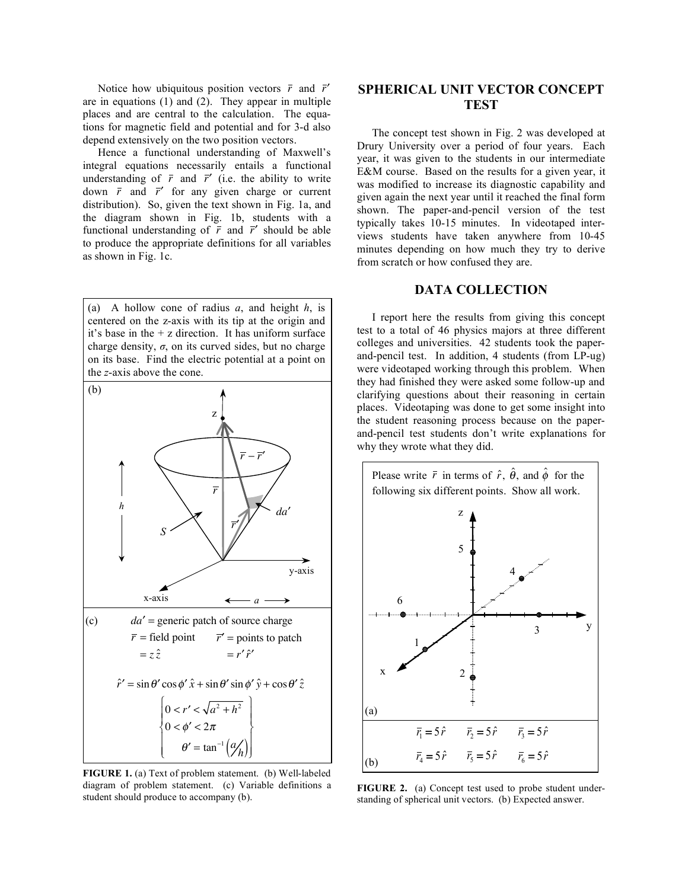Notice how ubiquitous position vectors $\bar{r}$ and $\bar{r}'$ are in equations (1) and (2). They appear in multiple places and are central to the calculation. The equations for magnetic field and potential and for 3-d also depend extensively on the two position vectors.

Hence a functional understanding of Maxwell's integral equations necessarily entails a functional understanding of $\bar{r}$ and $\bar{r}'$ (i.e. the ability to write down $\bar{r}$ and $\bar{r}'$ for any given charge or current distribution). So, given the text shown in Fig. 1a, and the diagram shown in Fig. 1b, students with a functional understanding of $\bar{r}$ and $\bar{r}'$ should be able to produce the appropriate definitions for all variables as shown in Fig. 1c.

(a) A hollow cone of radius $a$, and height $h$, is centered on the z-axis with its tip at the origin and it's base in the + z direction. It has uniform surface charge density, $\sigma$, on its curved sides, but no charge on its base. Find the electric potential at a point on the $z$-axis above the cone.

(b)

(c) $da'$ = generic patch of source charge

$\bar{r}$ = field point $= z\hat{z}$ $\quad$ $\bar{r}'$ = points to patch $= r'\hat{r}'$

$$\hat{r}' = \sin\theta'\cos\phi'\,\hat{x} + \sin\theta'\sin\phi'\,\hat{y} + \cos\theta'\,\hat{z}$$

$$\left\{\begin{aligned} 0 &< r' < \sqrt{a^2+h^2} \\ 0 &< \phi' < 2\pi \\ \theta' &= \tan^{-1}\left(a/h\right) \end{aligned}\right\}$$

**FIGURE 1.** (a) Text of problem statement. (b) Well-labeled diagram of problem statement. (c) Variable definitions a student should produce to accompany (b).

## SPHERICAL UNIT VECTOR CONCEPT TEST

The concept test shown in Fig. 2 was developed at Drury University over a period of four years. Each year, it was given to the students in our intermediate E&M course. Based on the results for a given year, it was modified to increase its diagnostic capability and given again the next year until it reached the final form shown. The paper-and-pencil version of the test typically takes 10-15 minutes. In videotaped interviews students have taken anywhere from 10-45 minutes depending on how much they try to derive from scratch or how confused they are.

## DATA COLLECTION

I report here the results from giving this concept test to a total of 46 physics majors at three different colleges and universities. 42 students took the paper-and-pencil test. In addition, 4 students (from LP-ug) were videotaped working through this problem. When they had finished they were asked some follow-up and clarifying questions about their reasoning in certain places. Videotaping was done to get some insight into the student reasoning process because on the paper-and-pencil test students don't write explanations for why they wrote what they did.

Please write $\bar{r}$ in terms of $\hat{r}$, $\hat{\theta}$, and $\hat{\phi}$ for the following six different points. Show all work.

(a)

(b)

$$\bar{r}_1 = 5\hat{r} \qquad \bar{r}_2 = 5\hat{r} \qquad \bar{r}_3 = 5\hat{r}$$

$$\bar{r}_4 = 5\hat{r} \qquad \bar{r}_5 = 5\hat{r} \qquad \bar{r}_6 = 5\hat{r}$$

**FIGURE 2.** (a) Concept test used to probe student understanding of spherical unit vectors. (b) Expected answer.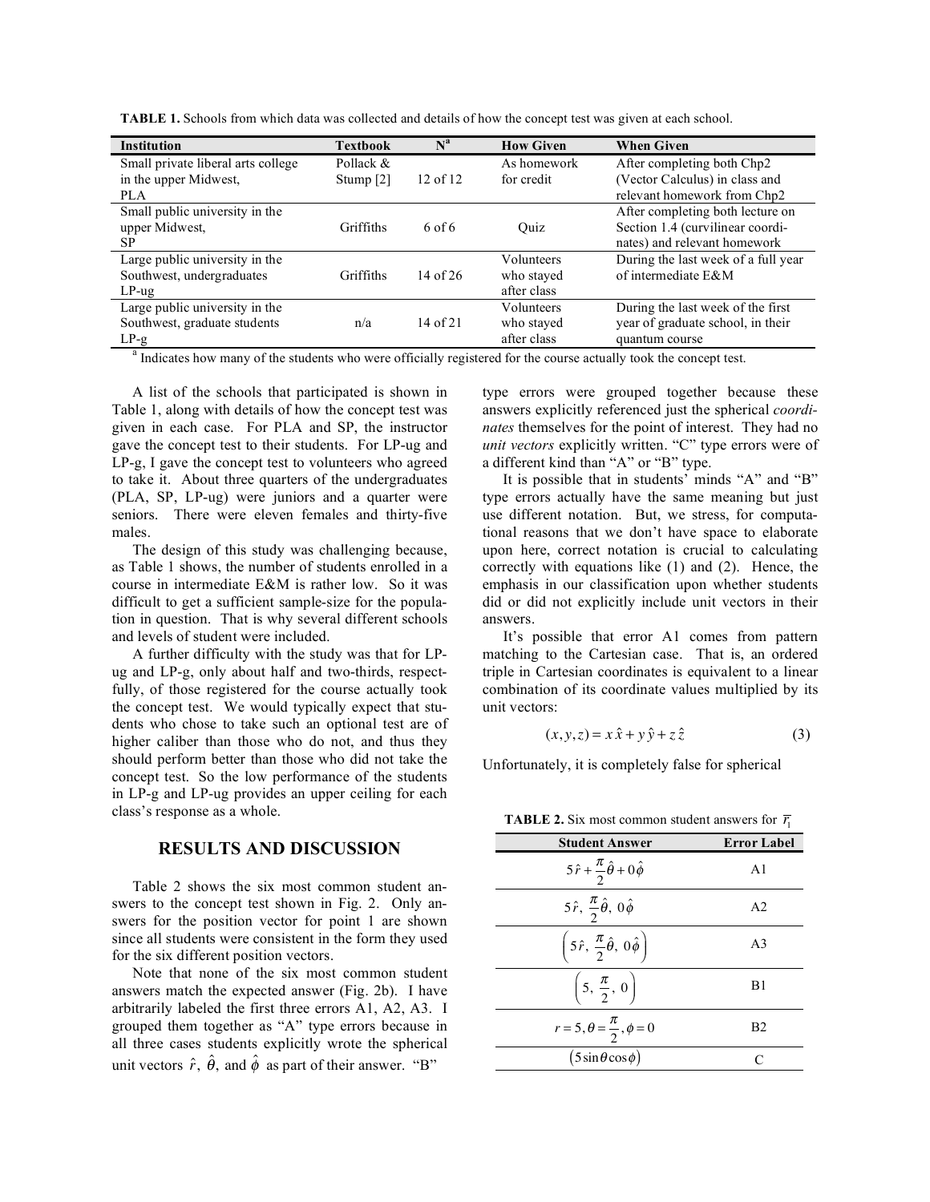**TABLE 1.** Schools from which data was collected and details of how the concept test was given at each school.

| Institution | Textbook | N[a] | How Given | When Given |
|---|---|---|---|---|
| Small private liberal arts college in the upper Midwest, PLA | Pollack & Stump [2] | 12 of 12 | As homework for credit | After completing both Chp2 (Vector Calculus) in class and relevant homework from Chp2 |
| Small public university in the upper Midwest, SP | Griffiths | 6 of 6 | Quiz | After completing both lecture on Section 1.4 (curvilinear coordinates) and relevant homework |
| Large public university in the Southwest, undergraduates LP-ug | Griffiths | 14 of 26 | Volunteers who stayed after class | During the last week of a full year of intermediate E&M |
| Large public university in the Southwest, graduate students LP-g | n/a | 14 of 21 | Volunteers who stayed after class | During the last week of the first year of graduate school, in their quantum course |

[a] Indicates how many of the students who were officially registered for the course actually took the concept test.

A list of the schools that participated is shown in Table 1, along with details of how the concept test was given in each case. For PLA and SP, the instructor gave the concept test to their students. For LP-ug and LP-g, I gave the concept test to volunteers who agreed to take it. About three quarters of the undergraduates (PLA, SP, LP-ug) were juniors and a quarter were seniors. There were eleven females and thirty-five males.

The design of this study was challenging because, as Table 1 shows, the number of students enrolled in a course in intermediate E&M is rather low. So it was difficult to get a sufficient sample-size for the population in question. That is why several different schools and levels of student were included.

A further difficulty with the study was that for LP-ug and LP-g, only about half and two-thirds, respectfully, of those registered for the course actually took the concept test. We would typically expect that students who chose to take such an optional test are of higher caliber than those who do not, and thus they should perform better than those who did not take the concept test. So the low performance of the students in LP-g and LP-ug provides an upper ceiling for each class's response as a whole.

## RESULTS AND DISCUSSION

Table 2 shows the six most common student answers to the concept test shown in Fig. 2. Only answers for the position vector for point 1 are shown since all students were consistent in the form they used for the six different position vectors.

Note that none of the six most common student answers match the expected answer (Fig. 2b). I have arbitrarily labeled the first three errors A1, A2, A3. I grouped them together as "A" type errors because in all three cases students explicitly wrote the spherical unit vectors $\hat{r}$, $\hat{\theta}$, and $\hat{\phi}$ as part of their answer. "B" type errors were grouped together because these answers explicitly referenced just the spherical *coordinates* themselves for the point of interest. They had no *unit vectors* explicitly written. "C" type errors were of a different kind than "A" or "B" type.

It is possible that in students' minds "A" and "B" type errors actually have the same meaning but just use different notation. But, we stress, for computational reasons that we don't have space to elaborate upon here, correct notation is crucial to calculating correctly with equations like (1) and (2). Hence, the emphasis in our classification upon whether students did or did not explicitly include unit vectors in their answers.

It's possible that error A1 comes from pattern matching to the Cartesian case. That is, an ordered triple in Cartesian coordinates is equivalent to a linear combination of its coordinate values multiplied by its unit vectors:

$$(x, y, z) = x\,\hat{x} + y\,\hat{y} + z\,\hat{z} \tag{3}$$

Unfortunately, it is completely false for spherical

**TABLE 2.** Six most common student answers for $\vec{r}_1$

| Student Answer | Error Label |
|---|---|
| $5\hat{r} + \frac{\pi}{2}\hat{\theta} + 0\hat{\phi}$ | A1 |
| $5\hat{r},\ \frac{\pi}{2}\hat{\theta},\ 0\hat{\phi}$ | A2 |
| $\left(5\hat{r},\ \frac{\pi}{2}\hat{\theta},\ 0\hat{\phi}\right)$ | A3 |
| $\left(5,\ \frac{\pi}{2},\ 0\right)$ | B1 |
| $r = 5, \theta = \frac{\pi}{2}, \phi = 0$ | B2 |
| $(5\sin\theta\cos\phi)$ | C |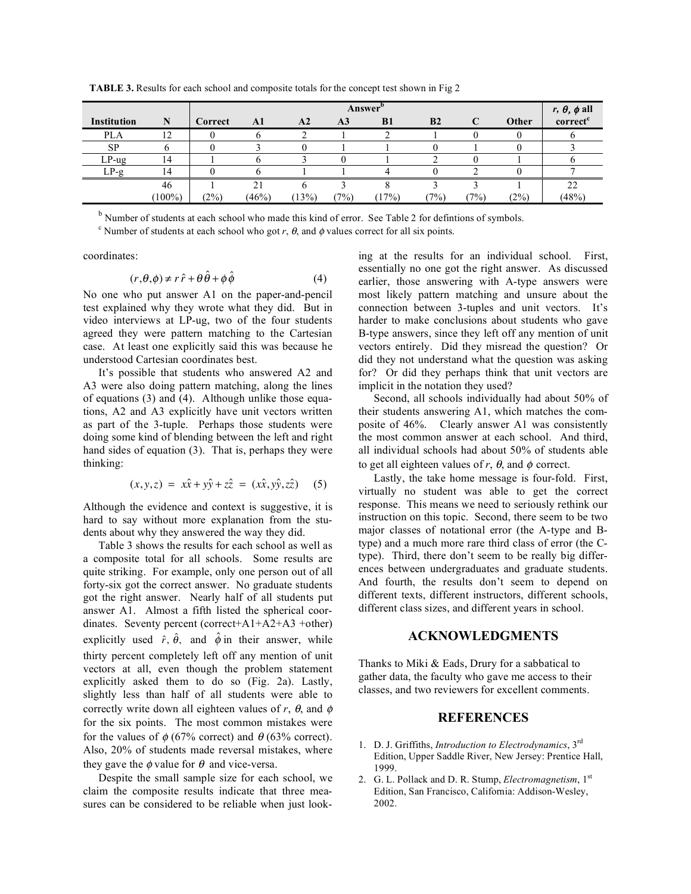**TABLE 3.** Results for each school and composite totals for the concept test shown in Fig 2

| | | Answer[b] | | | | | | | | $r, \theta, \phi$ all |
|---|---|---|---|---|---|---|---|---|---|---|
| **Institution** | **N** | **Correct** | **A1** | **A2** | **A3** | **B1** | **B2** | **C** | **Other** | **correct[c]** |
| PLA | 12 | 0 | 6 | 2 | 1 | 2 | 1 | 0 | 0 | 6 |
| SP | 6 | 0 | 3 | 0 | 1 | 1 | 0 | 1 | 0 | 3 |
| LP-ug | 14 | 1 | 6 | 3 | 0 | 1 | 2 | 0 | 1 | 6 |
| LP-g | 14 | 0 | 6 | 1 | 1 | 4 | 0 | 2 | 0 | 7 |
| | 46 (100%) | 1 (2%) | 21 (46%) | 6 (13%) | 3 (7%) | 8 (17%) | 3 (7%) | 3 (7%) | 1 (2%) | 22 (48%) |

[b] Number of students at each school who made this kind of error. See Table 2 for defintions of symbols.

[c] Number of students at each school who got $r$, $\theta$, and $\phi$ values correct for all six points.

coordinates:

$$(r,\theta,\phi) \neq r\hat{r} + \theta\hat{\theta} + \phi\hat{\phi} \qquad (4)$$

No one who put answer A1 on the paper-and-pencil test explained why they wrote what they did. But in video interviews at LP-ug, two of the four students agreed they were pattern matching to the Cartesian case. At least one explicitly said this was because he understood Cartesian coordinates best.

It's possible that students who answered A2 and A3 were also doing pattern matching, along the lines of equations (3) and (4). Although unlike those equations, A2 and A3 explicitly have unit vectors written as part of the 3-tuple. Perhaps those students were doing some kind of blending between the left and right hand sides of equation (3). That is, perhaps they were thinking:

$$(x,y,z) = x\hat{x} + y\hat{y} + z\hat{z} = (x\hat{x}, y\hat{y}, z\hat{z}) \qquad (5)$$

Although the evidence and context is suggestive, it is hard to say without more explanation from the students about why they answered the way they did.

Table 3 shows the results for each school as well as a composite total for all schools. Some results are quite striking. For example, only one person out of all forty-six got the correct answer. No graduate students got the right answer. Nearly half of all students put answer A1. Almost a fifth listed the spherical coordinates. Seventy percent (correct+A1+A2+A3 +other) explicitly used $\hat{r}$, $\hat{\theta}$, and $\hat{\phi}$ in their answer, while thirty percent completely left off any mention of unit vectors at all, even though the problem statement explicitly asked them to do so (Fig. 2a). Lastly, slightly less than half of all students were able to correctly write down all eighteen values of $r$, $\theta$, and $\phi$ for the six points. The most common mistakes were for the values of $\phi$ (67% correct) and $\theta$ (63% correct). Also, 20% of students made reversal mistakes, where they gave the $\phi$ value for $\theta$ and vice-versa.

Despite the small sample size for each school, we claim the composite results indicate that three measures can be considered to be reliable when just looking at the results for an individual school. First, essentially no one got the right answer. As discussed earlier, those answering with A-type answers were most likely pattern matching and unsure about the connection between 3-tuples and unit vectors. It's harder to make conclusions about students who gave B-type answers, since they left off any mention of unit vectors entirely. Did they misread the question? Or did they not understand what the question was asking for? Or did they perhaps think that unit vectors are implicit in the notation they used?

Second, all schools individually had about 50% of their students answering A1, which matches the composite of 46%. Clearly answer A1 was consistently the most common answer at each school. And third, all individual schools had about 50% of students able to get all eighteen values of $r$, $\theta$, and $\phi$ correct.

Lastly, the take home message is four-fold. First, virtually no student was able to get the correct response. This means we need to seriously rethink our instruction on this topic. Second, there seem to be two major classes of notational error (the A-type and B-type) and a much more rare third class of error (the C-type). Third, there don't seem to be really big differences between undergraduates and graduate students. And fourth, the results don't seem to depend on different texts, different instructors, different schools, different class sizes, and different years in school.

## ACKNOWLEDGMENTS

Thanks to Miki & Eads, Drury for a sabbatical to gather data, the faculty who gave me access to their classes, and two reviewers for excellent comments.

## REFERENCES

1. D. J. Griffiths, *Introduction to Electrodynamics*, 3rd Edition, Upper Saddle River, New Jersey: Prentice Hall, 1999.
2. G. L. Pollack and D. R. Stump, *Electromagnetism*, 1st Edition, San Francisco, California: Addison-Wesley, 2002.